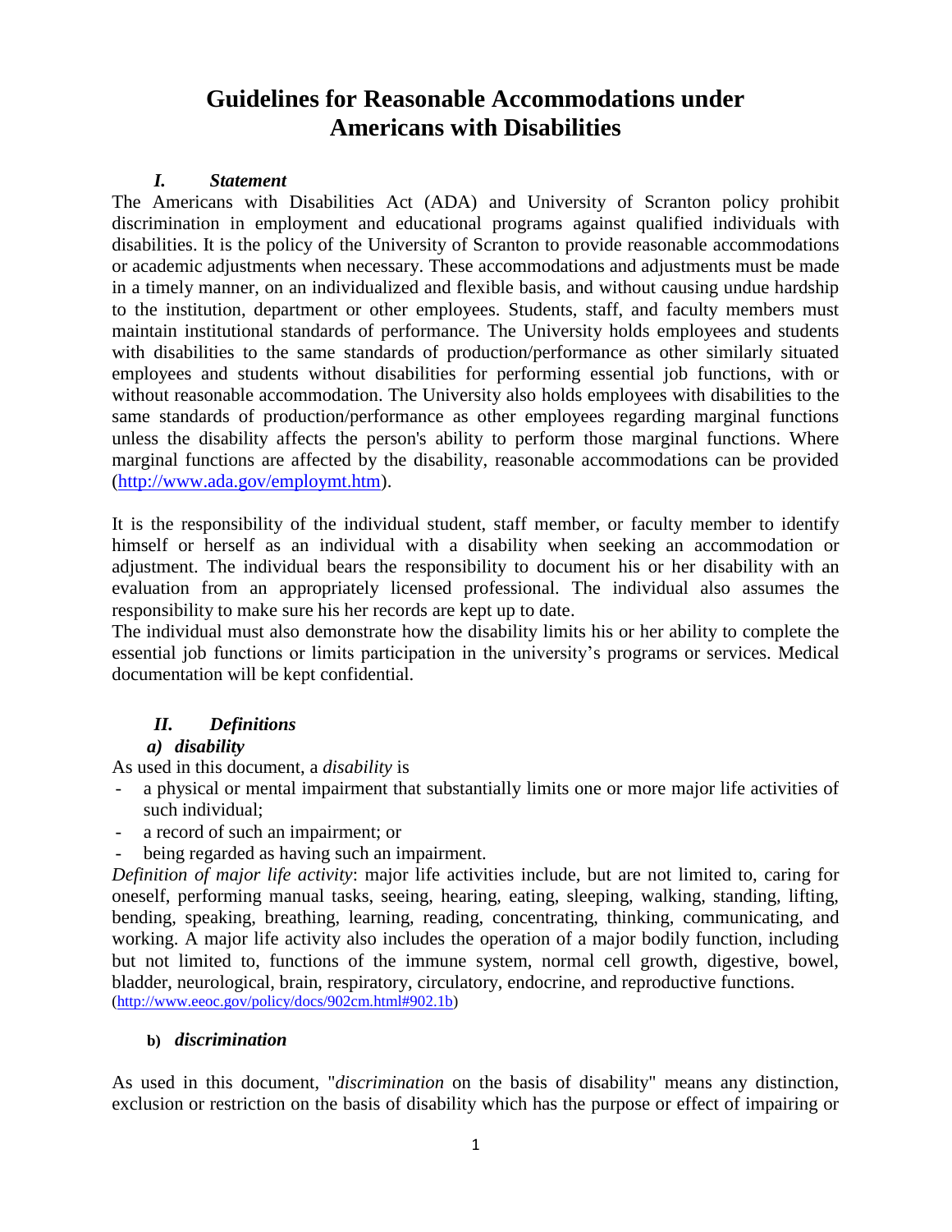# Guidelines for Reasonable Accommodations under Americans with Disabilities

## *I. Statement*

The Americans with Disabilities Act (ADA) and University of Scranton policy prohibit discrimination in employment and educational programs against qualified individuals with disabilities. It is the policy of the University of Scranton to provide reasonable accommodations or academic adjustments when necessary. These accommodations and adjustments must be made in a timely manner, on an individualized and flexible basis, and without causing undue hardship to the institution, department or other employees. Students, staff, and faculty members must maintain institutional standards of performance. The University holds employees and students with disabilities to the same standards of production/performance as other similarly situated employees and students without disabilities for performing essential job functions, with or without reasonable accommodation. The University also holds employees with disabilities to the same standards of production/performance as other employees regarding marginal functions unless the disability affects the person's ability to perform those marginal functions. Where marginal functions are affected by the disability, reasonable accommodations can be provided (http://www.ada.gov/employmt.htm).

It is the responsibility of the individual student, staff member, or faculty member to identify himself or herself as an individual with a disability when seeking an accommodation or adjustment. The individual bears the responsibility to document his or her disability with an evaluation from an appropriately licensed professional. The individual also assumes the responsibility to make sure his her records are kept up to date.
The individual must also demonstrate how the disability limits his or her ability to complete the essential job functions or limits participation in the university's programs or services. Medical documentation will be kept confidential.

## *II. Definitions*

### *a) disability*

As used in this document, a *disability* is

- a physical or mental impairment that substantially limits one or more major life activities of such individual;
- a record of such an impairment; or
- being regarded as having such an impairment.

*Definition of major life activity*: major life activities include, but are not limited to, caring for oneself, performing manual tasks, seeing, hearing, eating, sleeping, walking, standing, lifting, bending, speaking, breathing, learning, reading, concentrating, thinking, communicating, and working. A major life activity also includes the operation of a major bodily function, including but not limited to, functions of the immune system, normal cell growth, digestive, bowel, bladder, neurological, brain, respiratory, circulatory, endocrine, and reproductive functions. (http://www.eeoc.gov/policy/docs/902cm.html#902.1b)

### b) *discrimination*

As used in this document, "*discrimination* on the basis of disability" means any distinction, exclusion or restriction on the basis of disability which has the purpose or effect of impairing or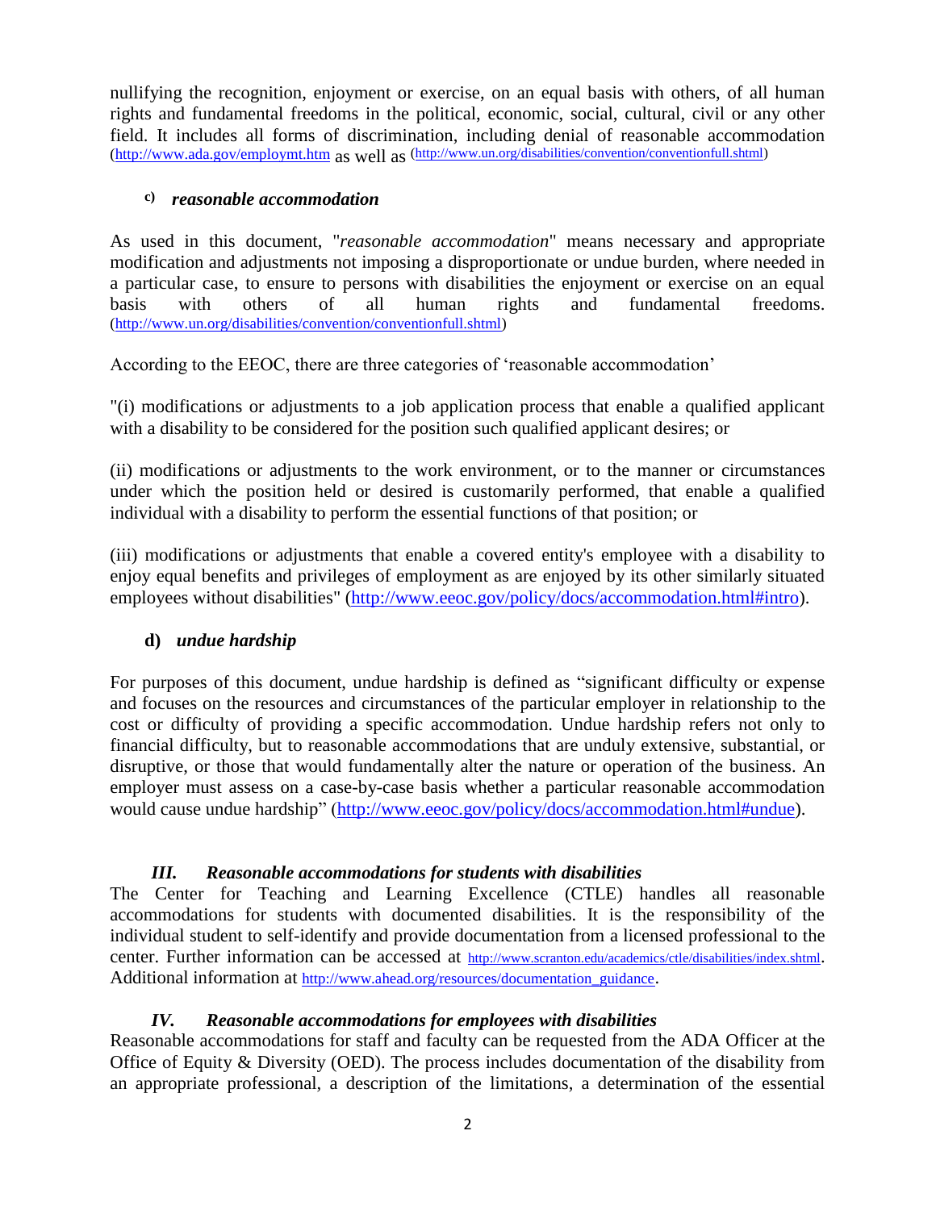nullifying the recognition, enjoyment or exercise, on an equal basis with others, of all human rights and fundamental freedoms in the political, economic, social, cultural, civil or any other field. It includes all forms of discrimination, including denial of reasonable accommodation (http://www.ada.gov/employmt.htm as well as (http://www.un.org/disabilities/convention/conventionfull.shtml)

#### c) *reasonable accommodation*

As used in this document, "*reasonable accommodation*" means necessary and appropriate modification and adjustments not imposing a disproportionate or undue burden, where needed in a particular case, to ensure to persons with disabilities the enjoyment or exercise on an equal basis with others of all human rights and fundamental freedoms. (http://www.un.org/disabilities/convention/conventionfull.shtml)

According to the EEOC, there are three categories of 'reasonable accommodation'

"(i) modifications or adjustments to a job application process that enable a qualified applicant with a disability to be considered for the position such qualified applicant desires; or

(ii) modifications or adjustments to the work environment, or to the manner or circumstances under which the position held or desired is customarily performed, that enable a qualified individual with a disability to perform the essential functions of that position; or

(iii) modifications or adjustments that enable a covered entity's employee with a disability to enjoy equal benefits and privileges of employment as are enjoyed by its other similarly situated employees without disabilities" (http://www.eeoc.gov/policy/docs/accommodation.html#intro).

#### d) *undue hardship*

For purposes of this document, undue hardship is defined as "significant difficulty or expense and focuses on the resources and circumstances of the particular employer in relationship to the cost or difficulty of providing a specific accommodation. Undue hardship refers not only to financial difficulty, but to reasonable accommodations that are unduly extensive, substantial, or disruptive, or those that would fundamentally alter the nature or operation of the business. An employer must assess on a case-by-case basis whether a particular reasonable accommodation would cause undue hardship" (http://www.eeoc.gov/policy/docs/accommodation.html#undue).

## *III. Reasonable accommodations for students with disabilities*

The Center for Teaching and Learning Excellence (CTLE) handles all reasonable accommodations for students with documented disabilities. It is the responsibility of the individual student to self-identify and provide documentation from a licensed professional to the center. Further information can be accessed at http://www.scranton.edu/academics/ctle/disabilities/index.shtml. Additional information at http://www.ahead.org/resources/documentation_guidance.

## *IV. Reasonable accommodations for employees with disabilities*

Reasonable accommodations for staff and faculty can be requested from the ADA Officer at the Office of Equity & Diversity (OED). The process includes documentation of the disability from an appropriate professional, a description of the limitations, a determination of the essential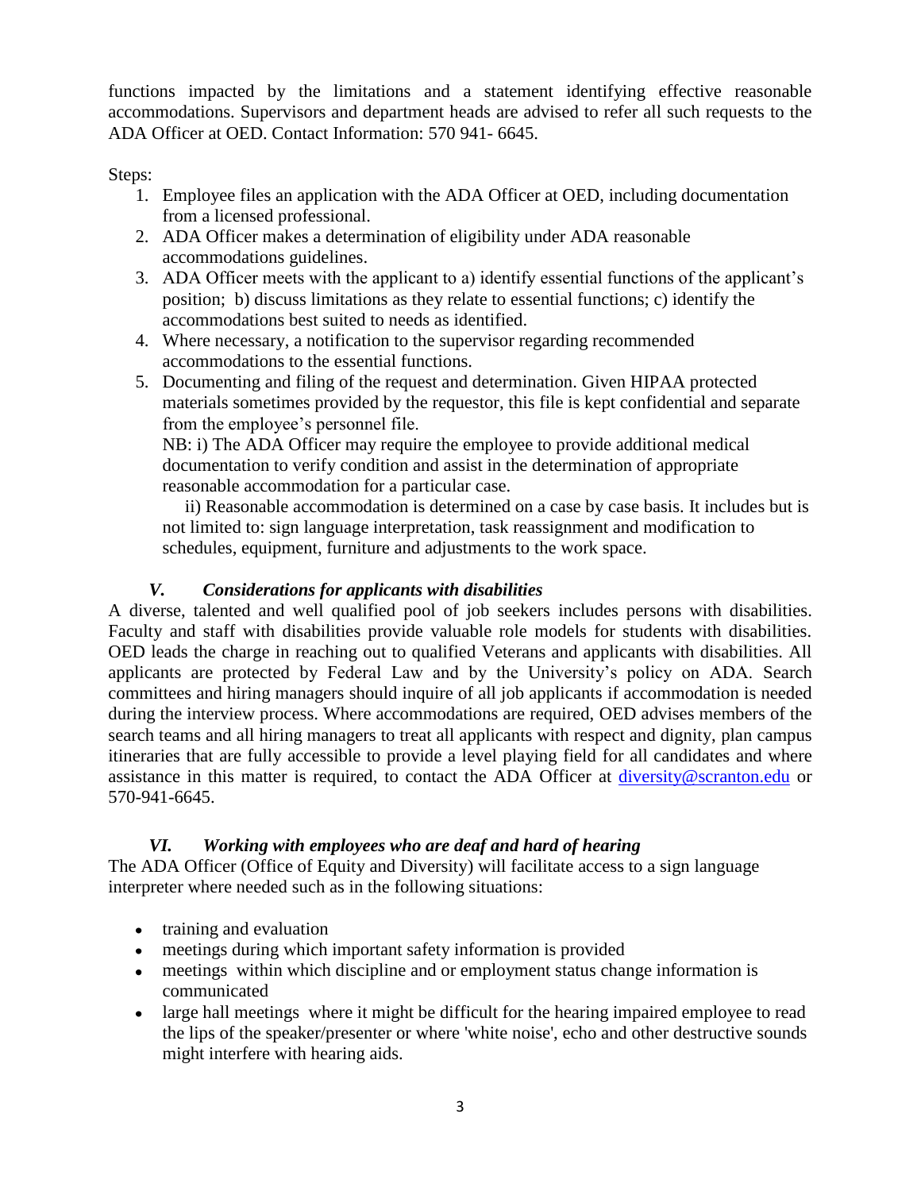functions impacted by the limitations and a statement identifying effective reasonable accommodations. Supervisors and department heads are advised to refer all such requests to the ADA Officer at OED. Contact Information: 570 941- 6645.

Steps:

1. Employee files an application with the ADA Officer at OED, including documentation from a licensed professional.
2. ADA Officer makes a determination of eligibility under ADA reasonable accommodations guidelines.
3. ADA Officer meets with the applicant to a) identify essential functions of the applicant's position; b) discuss limitations as they relate to essential functions; c) identify the accommodations best suited to needs as identified.
4. Where necessary, a notification to the supervisor regarding recommended accommodations to the essential functions.
5. Documenting and filing of the request and determination. Given HIPAA protected materials sometimes provided by the requestor, this file is kept confidential and separate from the employee's personnel file.

   NB: i) The ADA Officer may require the employee to provide additional medical documentation to verify condition and assist in the determination of appropriate reasonable accommodation for a particular case.

   ii) Reasonable accommodation is determined on a case by case basis. It includes but is not limited to: sign language interpretation, task reassignment and modification to schedules, equipment, furniture and adjustments to the work space.

### *V. Considerations for applicants with disabilities*

A diverse, talented and well qualified pool of job seekers includes persons with disabilities. Faculty and staff with disabilities provide valuable role models for students with disabilities. OED leads the charge in reaching out to qualified Veterans and applicants with disabilities. All applicants are protected by Federal Law and by the University's policy on ADA. Search committees and hiring managers should inquire of all job applicants if accommodation is needed during the interview process. Where accommodations are required, OED advises members of the search teams and all hiring managers to treat all applicants with respect and dignity, plan campus itineraries that are fully accessible to provide a level playing field for all candidates and where assistance in this matter is required, to contact the ADA Officer at [diversity@scranton.edu](mailto:diversity@scranton.edu) or 570-941-6645.

### *VI. Working with employees who are deaf and hard of hearing*

The ADA Officer (Office of Equity and Diversity) will facilitate access to a sign language interpreter where needed such as in the following situations:

- training and evaluation
- meetings during which important safety information is provided
- meetings within which discipline and or employment status change information is communicated
- large hall meetings where it might be difficult for the hearing impaired employee to read the lips of the speaker/presenter or where 'white noise', echo and other destructive sounds might interfere with hearing aids.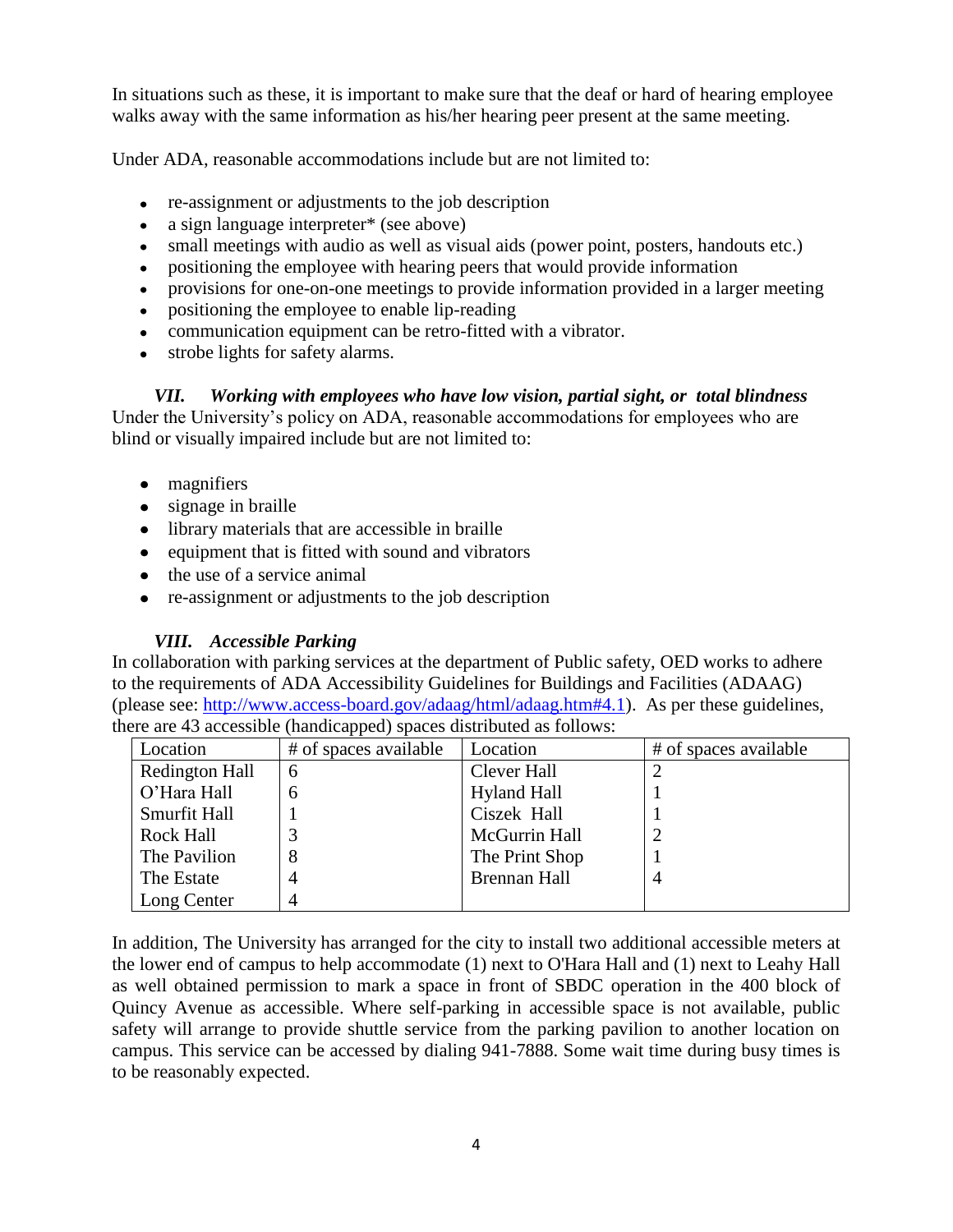In situations such as these, it is important to make sure that the deaf or hard of hearing employee walks away with the same information as his/her hearing peer present at the same meeting.

Under ADA, reasonable accommodations include but are not limited to:

- re-assignment or adjustments to the job description
- a sign language interpreter* (see above)
- small meetings with audio as well as visual aids (power point, posters, handouts etc.)
- positioning the employee with hearing peers that would provide information
- provisions for one-on-one meetings to provide information provided in a larger meeting
- positioning the employee to enable lip-reading
- communication equipment can be retro-fitted with a vibrator.
- strobe lights for safety alarms.

### *VII. Working with employees who have low vision, partial sight, or total blindness*

Under the University's policy on ADA, reasonable accommodations for employees who are blind or visually impaired include but are not limited to:

- magnifiers
- signage in braille
- library materials that are accessible in braille
- equipment that is fitted with sound and vibrators
- the use of a service animal
- re-assignment or adjustments to the job description

### *VIII. Accessible Parking*

In collaboration with parking services at the department of Public safety, OED works to adhere to the requirements of ADA Accessibility Guidelines for Buildings and Facilities (ADAAG) (please see: http://www.access-board.gov/adaag/html/adaag.htm#4.1). As per these guidelines, there are 43 accessible (handicapped) spaces distributed as follows:

| Location | # of spaces available | Location | # of spaces available |
|---|---|---|---|
| Redington Hall | 6 | Clever Hall | 2 |
| O'Hara Hall | 6 | Hyland Hall | 1 |
| Smurfit Hall | 1 | Ciszek Hall | 1 |
| Rock Hall | 3 | McGurrin Hall | 2 |
| The Pavilion | 8 | The Print Shop | 1 |
| The Estate | 4 | Brennan Hall | 4 |
| Long Center | 4 | | |

In addition, The University has arranged for the city to install two additional accessible meters at the lower end of campus to help accommodate (1) next to O'Hara Hall and (1) next to Leahy Hall as well obtained permission to mark a space in front of SBDC operation in the 400 block of Quincy Avenue as accessible. Where self-parking in accessible space is not available, public safety will arrange to provide shuttle service from the parking pavilion to another location on campus. This service can be accessed by dialing 941-7888. Some wait time during busy times is to be reasonably expected.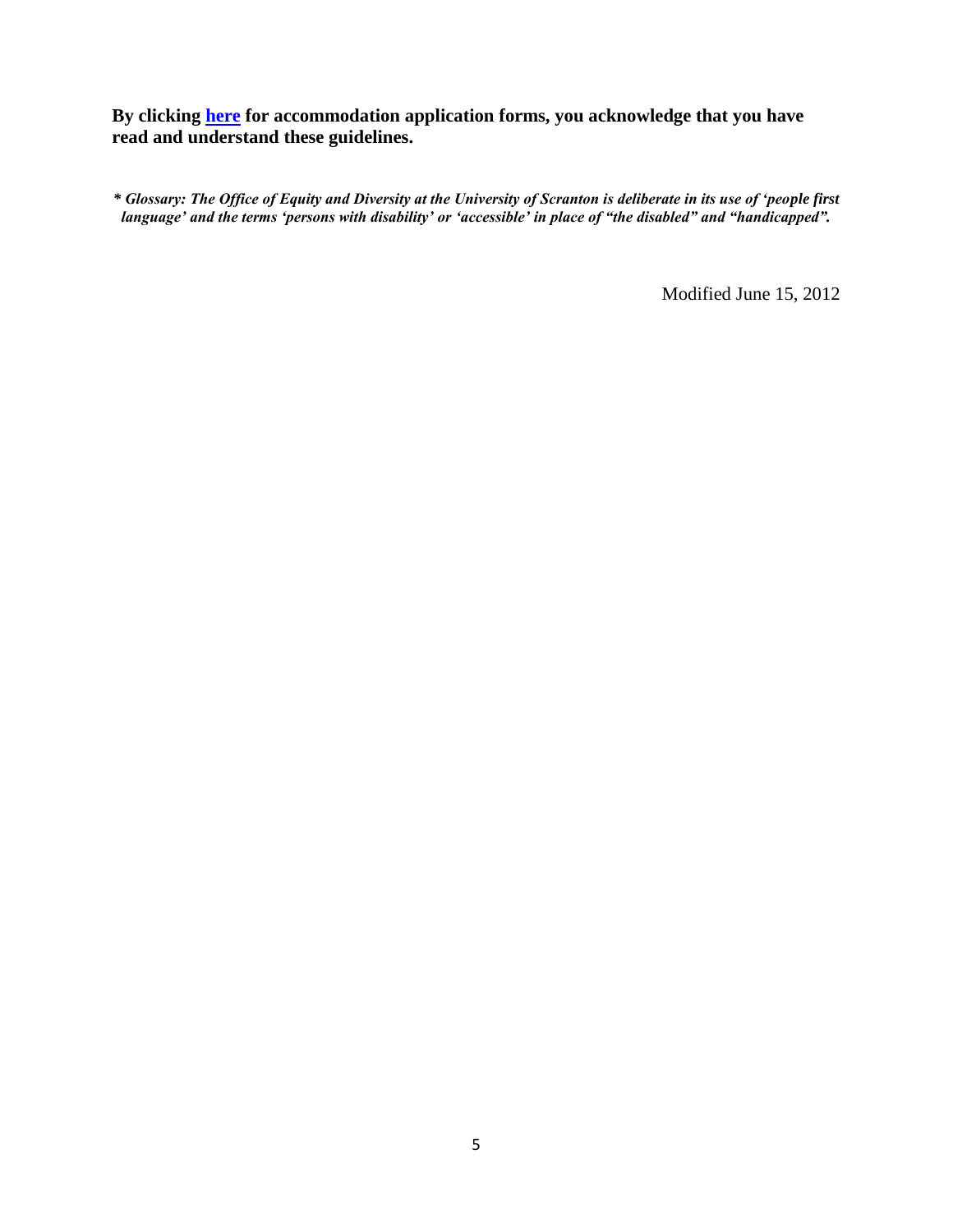**By clicking here for accommodation application forms, you acknowledge that you have read and understand these guidelines.**

***\* Glossary: The Office of Equity and Diversity at the University of Scranton is deliberate in its use of 'people first language' and the terms 'persons with disability' or 'accessible' in place of "the disabled" and "handicapped".***

Modified June 15, 2012